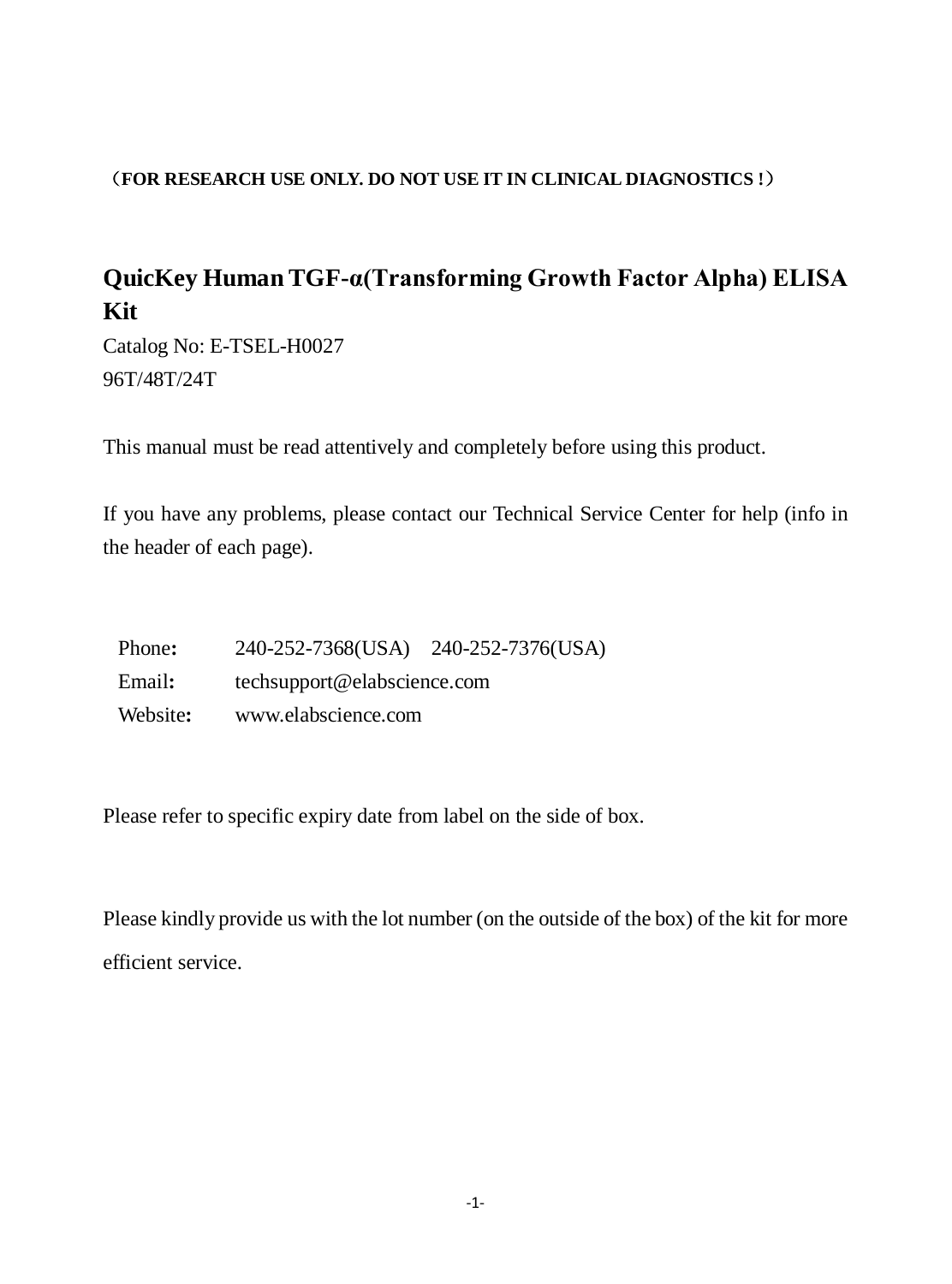（**FOR RESEARCH USE ONLY. DO NOT USE IT IN CLINICAL DIAGNOSTICS !**）

# QuicKey Human TGF-α(Transforming Growth Factor Alpha) ELISA Kit

Catalog No: E-TSEL-H0027

96T/48T/24T

This manual must be read attentively and completely before using this product.

If you have any problems, please contact our Technical Service Center for help (info in the header of each page).

Phone**:** 240-252-7368(USA) 240-252-7376(USA)

Email**:** techsupport@elabscience.com

Website**:** www.elabscience.com

Please refer to specific expiry date from label on the side of box.

Please kindly provide us with the lot number (on the outside of the box) of the kit for more efficient service.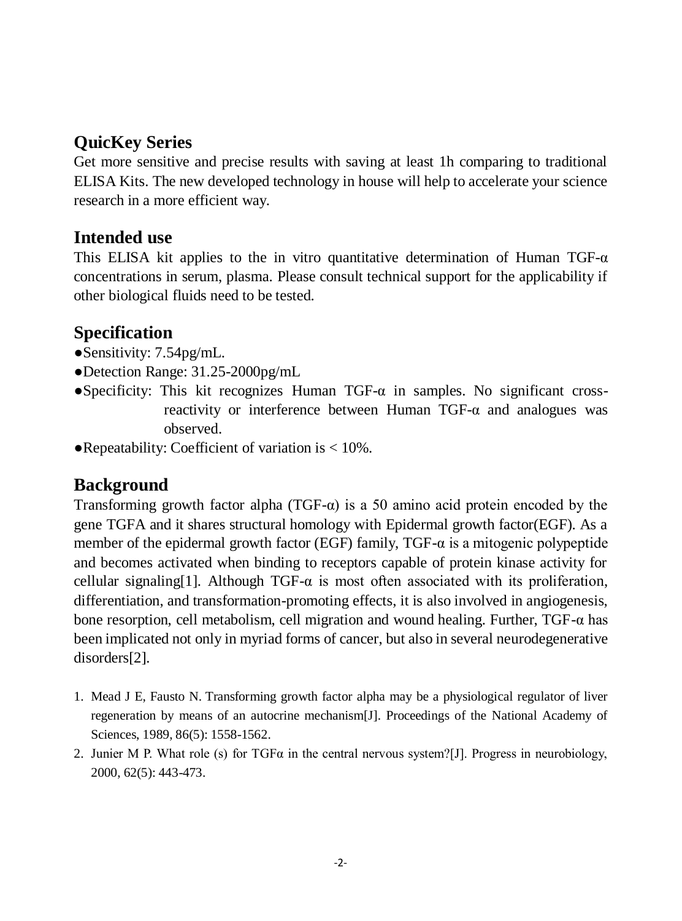## QuicKey Series

Get more sensitive and precise results with saving at least 1h comparing to traditional ELISA Kits. The new developed technology in house will help to accelerate your science research in a more efficient way.

## Intended use

This ELISA kit applies to the in vitro quantitative determination of Human TGF-α concentrations in serum, plasma. Please consult technical support for the applicability if other biological fluids need to be tested.

## Specification

- ●Sensitivity: 7.54pg/mL.
- ●Detection Range: 31.25-2000pg/mL
- ●Specificity: This kit recognizes Human TGF-α in samples. No significant cross-reactivity or interference between Human TGF-α and analogues was observed.
- ●Repeatability: Coefficient of variation is < 10%.

## Background

Transforming growth factor alpha (TGF-α) is a 50 amino acid protein encoded by the gene TGFA and it shares structural homology with Epidermal growth factor(EGF). As a member of the epidermal growth factor (EGF) family, TGF-α is a mitogenic polypeptide and becomes activated when binding to receptors capable of protein kinase activity for cellular signaling[1]. Although TGF-α is most often associated with its proliferation, differentiation, and transformation-promoting effects, it is also involved in angiogenesis, bone resorption, cell metabolism, cell migration and wound healing. Further, TGF-α has been implicated not only in myriad forms of cancer, but also in several neurodegenerative disorders[2].

1. Mead J E, Fausto N. Transforming growth factor alpha may be a physiological regulator of liver regeneration by means of an autocrine mechanism[J]. Proceedings of the National Academy of Sciences, 1989, 86(5): 1558-1562.
2. Junier M P. What role (s) for TGFα in the central nervous system?[J]. Progress in neurobiology, 2000, 62(5): 443-473.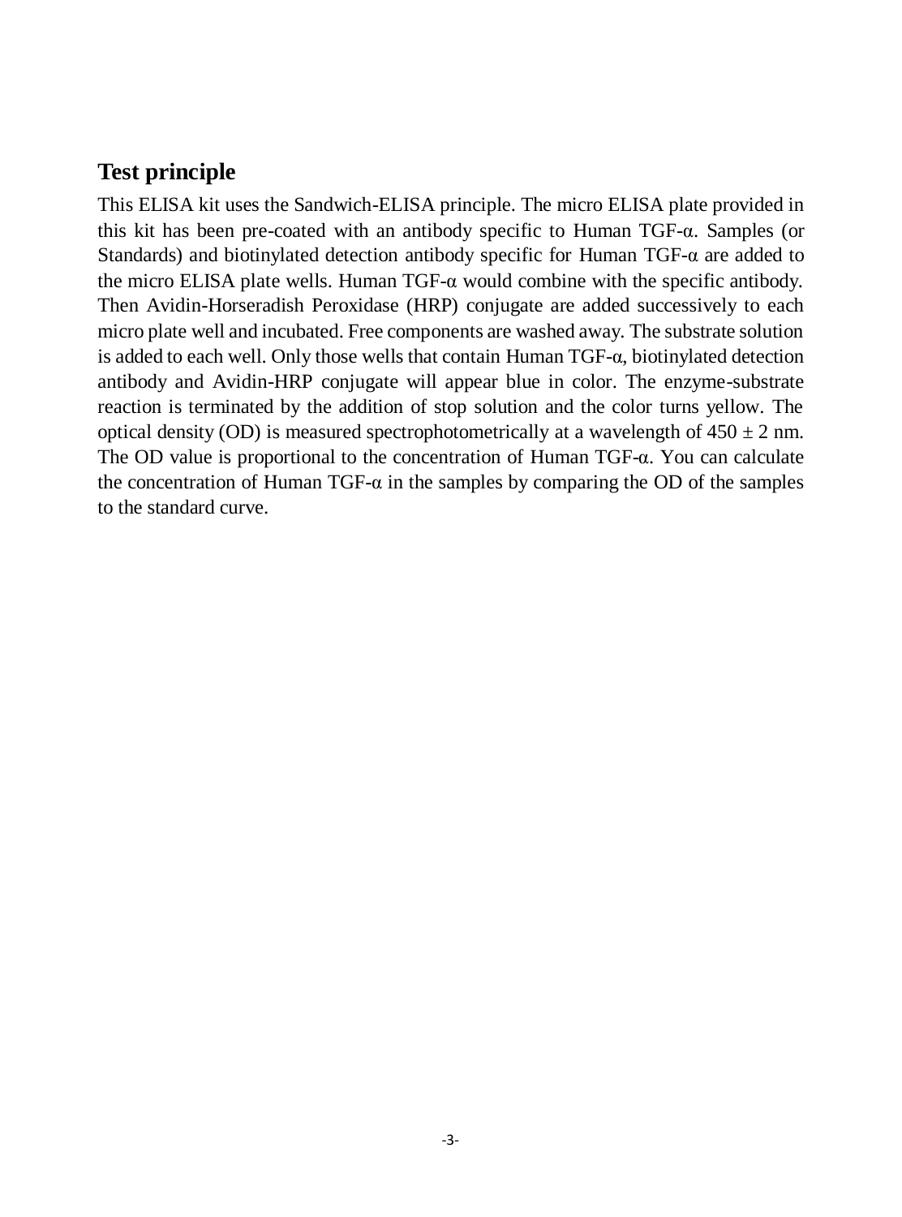## Test principle

This ELISA kit uses the Sandwich-ELISA principle. The micro ELISA plate provided in this kit has been pre-coated with an antibody specific to Human TGF-α. Samples (or Standards) and biotinylated detection antibody specific for Human TGF-α are added to the micro ELISA plate wells. Human TGF-α would combine with the specific antibody. Then Avidin-Horseradish Peroxidase (HRP) conjugate are added successively to each micro plate well and incubated. Free components are washed away. The substrate solution is added to each well. Only those wells that contain Human TGF-α, biotinylated detection antibody and Avidin-HRP conjugate will appear blue in color. The enzyme-substrate reaction is terminated by the addition of stop solution and the color turns yellow. The optical density (OD) is measured spectrophotometrically at a wavelength of $450 \pm 2$ nm. The OD value is proportional to the concentration of Human TGF-α. You can calculate the concentration of Human TGF-α in the samples by comparing the OD of the samples to the standard curve.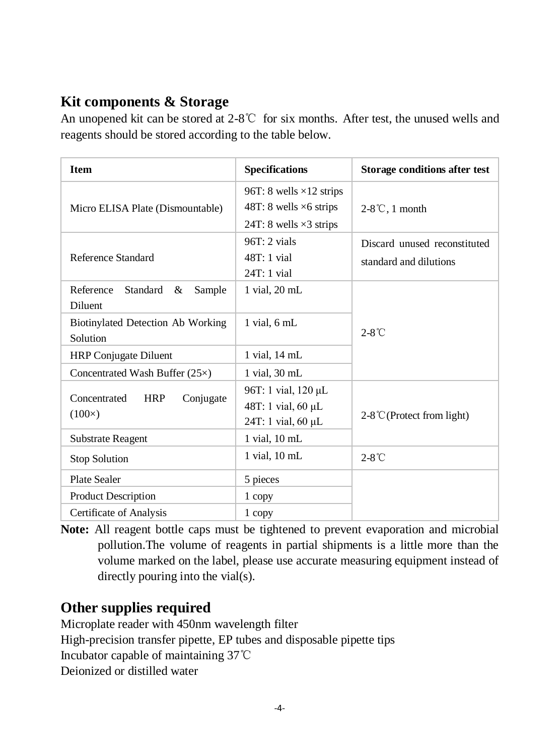## Kit components & Storage

An unopened kit can be stored at 2-8℃ for six months. After test, the unused wells and reagents should be stored according to the table below.

| Item | Specifications | Storage conditions after test |
|---|---|---|
| Micro ELISA Plate (Dismountable) | 96T: 8 wells ×12 strips<br>48T: 8 wells ×6 strips<br>24T: 8 wells ×3 strips | 2-8℃, 1 month |
| Reference Standard | 96T: 2 vials<br>48T: 1 vial<br>24T: 1 vial | Discard unused reconstituted standard and dilutions |
| Reference Standard & Sample Diluent | 1 vial, 20 mL | 2-8℃ |
| Biotinylated Detection Ab Working Solution | 1 vial, 6 mL | |
| HRP Conjugate Diluent | 1 vial, 14 mL | |
| Concentrated Wash Buffer (25×) | 1 vial, 30 mL | |
| Concentrated HRP Conjugate (100×) | 96T: 1 vial, 120 μL<br>48T: 1 vial, 60 μL<br>24T: 1 vial, 60 μL | 2-8℃(Protect from light) |
| Substrate Reagent | 1 vial, 10 mL | |
| Stop Solution | 1 vial, 10 mL | 2-8℃ |
| Plate Sealer | 5 pieces | |
| Product Description | 1 copy | |
| Certificate of Analysis | 1 copy | |

**Note:** All reagent bottle caps must be tightened to prevent evaporation and microbial pollution.The volume of reagents in partial shipments is a little more than the volume marked on the label, please use accurate measuring equipment instead of directly pouring into the vial(s).

## Other supplies required

Microplate reader with 450nm wavelength filter
High-precision transfer pipette, EP tubes and disposable pipette tips
Incubator capable of maintaining 37℃
Deionized or distilled water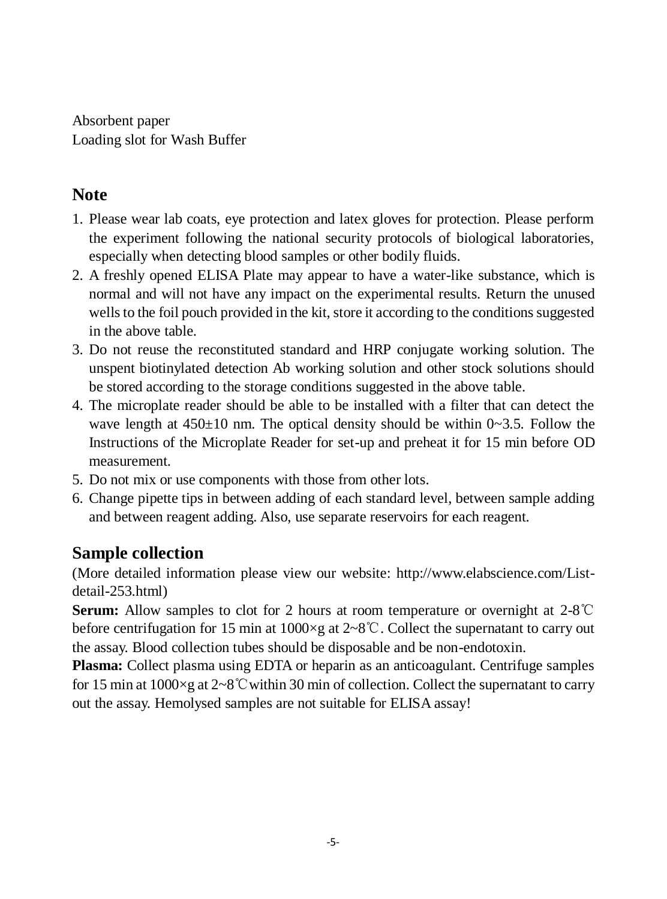Absorbent paper
Loading slot for Wash Buffer

## Note

1. Please wear lab coats, eye protection and latex gloves for protection. Please perform the experiment following the national security protocols of biological laboratories, especially when detecting blood samples or other bodily fluids.
2. A freshly opened ELISA Plate may appear to have a water-like substance, which is normal and will not have any impact on the experimental results. Return the unused wells to the foil pouch provided in the kit, store it according to the conditions suggested in the above table.
3. Do not reuse the reconstituted standard and HRP conjugate working solution. The unspent biotinylated detection Ab working solution and other stock solutions should be stored according to the storage conditions suggested in the above table.
4. The microplate reader should be able to be installed with a filter that can detect the wave length at 450±10 nm. The optical density should be within 0~3.5. Follow the Instructions of the Microplate Reader for set-up and preheat it for 15 min before OD measurement.
5. Do not mix or use components with those from other lots.
6. Change pipette tips in between adding of each standard level, between sample adding and between reagent adding. Also, use separate reservoirs for each reagent.

## Sample collection

(More detailed information please view our website: http://www.elabscience.com/List-detail-253.html)

**Serum:** Allow samples to clot for 2 hours at room temperature or overnight at 2-8℃ before centrifugation for 15 min at 1000×g at 2~8℃. Collect the supernatant to carry out the assay. Blood collection tubes should be disposable and be non-endotoxin.

**Plasma:** Collect plasma using EDTA or heparin as an anticoagulant. Centrifuge samples for 15 min at 1000×g at 2~8℃within 30 min of collection. Collect the supernatant to carry out the assay. Hemolysed samples are not suitable for ELISA assay!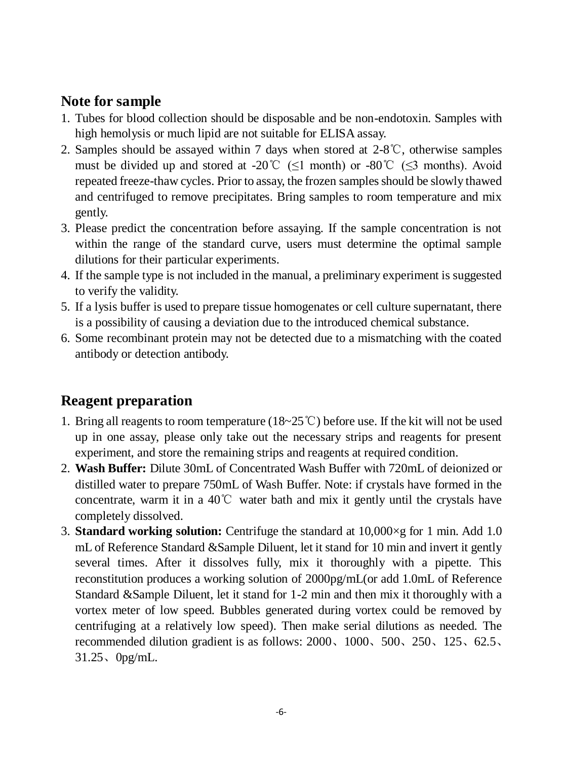## Note for sample

1. Tubes for blood collection should be disposable and be non-endotoxin. Samples with high hemolysis or much lipid are not suitable for ELISA assay.
2. Samples should be assayed within 7 days when stored at 2-8℃, otherwise samples must be divided up and stored at -20℃ (≤1 month) or -80℃ (≤3 months). Avoid repeated freeze-thaw cycles. Prior to assay, the frozen samples should be slowly thawed and centrifuged to remove precipitates. Bring samples to room temperature and mix gently.
3. Please predict the concentration before assaying. If the sample concentration is not within the range of the standard curve, users must determine the optimal sample dilutions for their particular experiments.
4. If the sample type is not included in the manual, a preliminary experiment is suggested to verify the validity.
5. If a lysis buffer is used to prepare tissue homogenates or cell culture supernatant, there is a possibility of causing a deviation due to the introduced chemical substance.
6. Some recombinant protein may not be detected due to a mismatching with the coated antibody or detection antibody.

## Reagent preparation

1. Bring all reagents to room temperature (18~25℃) before use. If the kit will not be used up in one assay, please only take out the necessary strips and reagents for present experiment, and store the remaining strips and reagents at required condition.
2. **Wash Buffer:** Dilute 30mL of Concentrated Wash Buffer with 720mL of deionized or distilled water to prepare 750mL of Wash Buffer. Note: if crystals have formed in the concentrate, warm it in a 40℃ water bath and mix it gently until the crystals have completely dissolved.
3. **Standard working solution:** Centrifuge the standard at 10,000×g for 1 min. Add 1.0 mL of Reference Standard &Sample Diluent, let it stand for 10 min and invert it gently several times. After it dissolves fully, mix it thoroughly with a pipette. This reconstitution produces a working solution of 2000pg/mL(or add 1.0mL of Reference Standard &Sample Diluent, let it stand for 1-2 min and then mix it thoroughly with a vortex meter of low speed. Bubbles generated during vortex could be removed by centrifuging at a relatively low speed). Then make serial dilutions as needed. The recommended dilution gradient is as follows: 2000、1000、500、250、125、62.5、31.25、0pg/mL.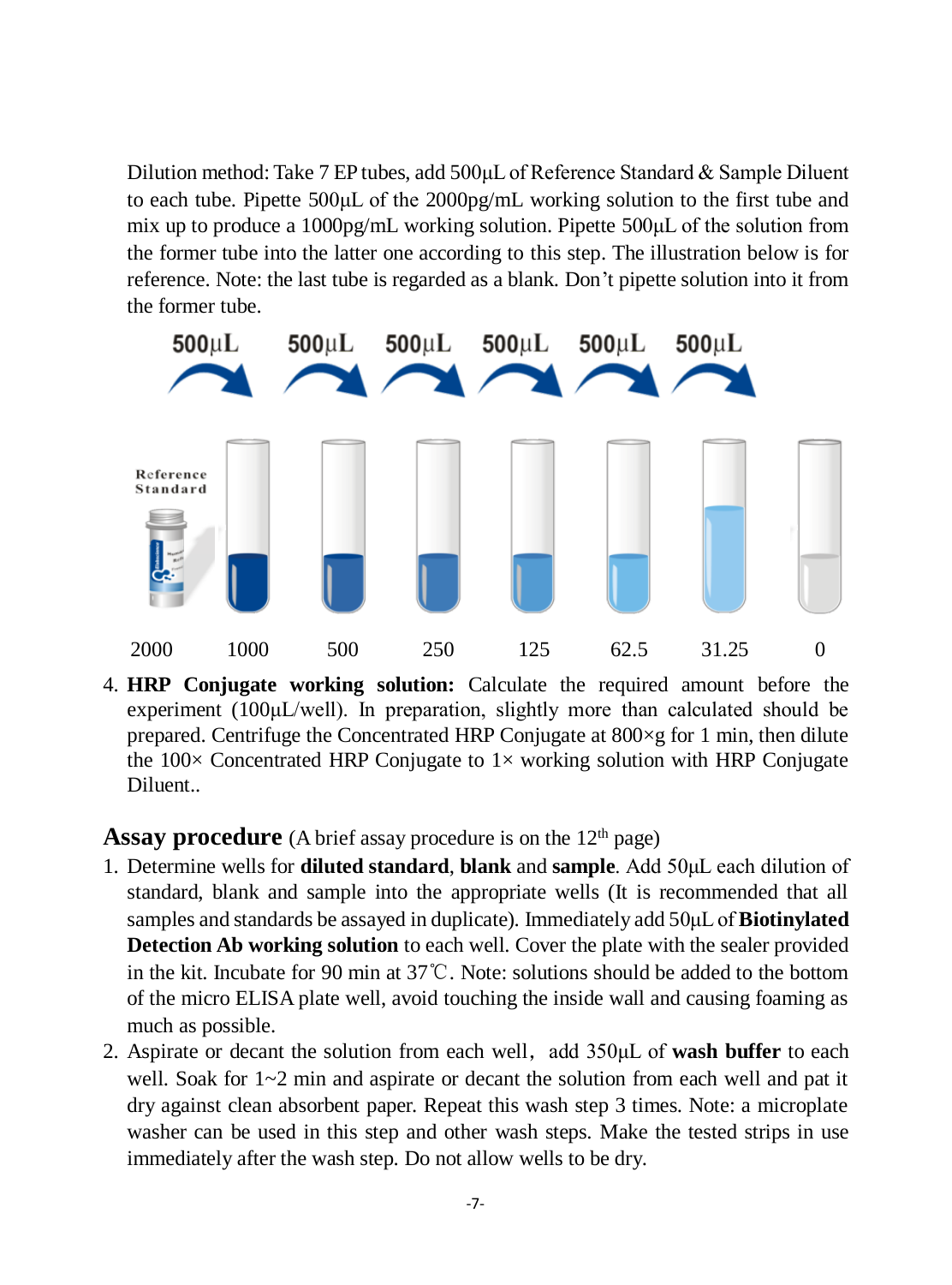Dilution method: Take 7 EP tubes, add 500μL of Reference Standard & Sample Diluent to each tube. Pipette 500μL of the 2000pg/mL working solution to the first tube and mix up to produce a 1000pg/mL working solution. Pipette 500μL of the solution from the former tube into the latter one according to this step. The illustration below is for reference. Note: the last tube is regarded as a blank. Don't pipette solution into it from the former tube.

500μL 500μL 500μL 500μL 500μL 500μL

Reference Standard

2000 1000 500 250 125 62.5 31.25 0

4. **HRP Conjugate working solution:** Calculate the required amount before the experiment (100μL/well). In preparation, slightly more than calculated should be prepared. Centrifuge the Concentrated HRP Conjugate at 800×g for 1 min, then dilute the 100× Concentrated HRP Conjugate to 1× working solution with HRP Conjugate Diluent..

## Assay procedure (A brief assay procedure is on the 12th page)

1. Determine wells for **diluted standard**, **blank** and **sample**. Add 50μL each dilution of standard, blank and sample into the appropriate wells (It is recommended that all samples and standards be assayed in duplicate). Immediately add 50μL of **Biotinylated Detection Ab working solution** to each well. Cover the plate with the sealer provided in the kit. Incubate for 90 min at 37℃. Note: solutions should be added to the bottom of the micro ELISA plate well, avoid touching the inside wall and causing foaming as much as possible.
2. Aspirate or decant the solution from each well, add 350μL of **wash buffer** to each well. Soak for 1~2 min and aspirate or decant the solution from each well and pat it dry against clean absorbent paper. Repeat this wash step 3 times. Note: a microplate washer can be used in this step and other wash steps. Make the tested strips in use immediately after the wash step. Do not allow wells to be dry.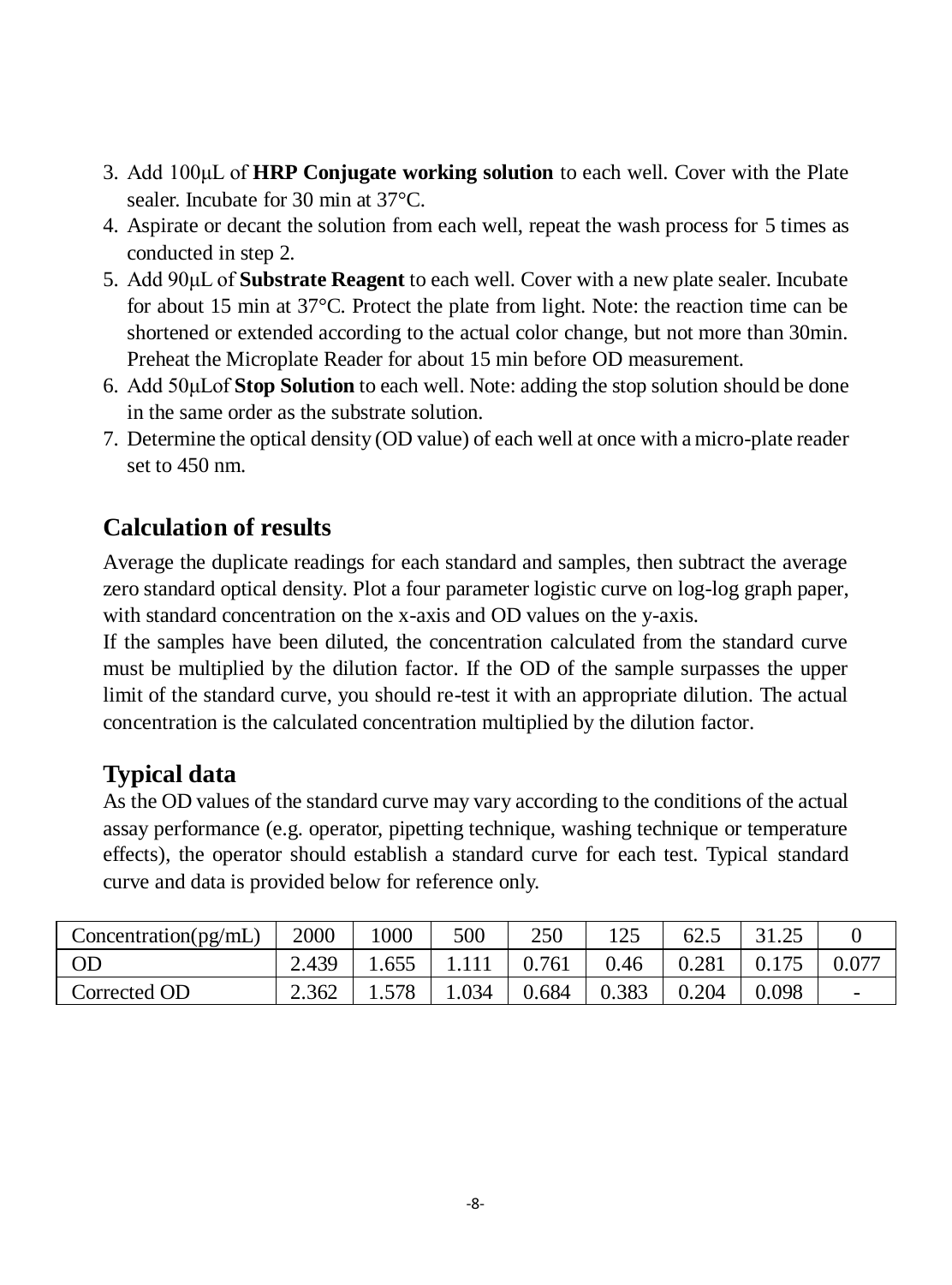3. Add 100μL of **HRP Conjugate working solution** to each well. Cover with the Plate sealer. Incubate for 30 min at 37°C.
4. Aspirate or decant the solution from each well, repeat the wash process for 5 times as conducted in step 2.
5. Add 90μL of **Substrate Reagent** to each well. Cover with a new plate sealer. Incubate for about 15 min at 37°C. Protect the plate from light. Note: the reaction time can be shortened or extended according to the actual color change, but not more than 30min. Preheat the Microplate Reader for about 15 min before OD measurement.
6. Add 50μLof **Stop Solution** to each well. Note: adding the stop solution should be done in the same order as the substrate solution.
7. Determine the optical density (OD value) of each well at once with a micro-plate reader set to 450 nm.

## Calculation of results

Average the duplicate readings for each standard and samples, then subtract the average zero standard optical density. Plot a four parameter logistic curve on log-log graph paper, with standard concentration on the x-axis and OD values on the y-axis.

If the samples have been diluted, the concentration calculated from the standard curve must be multiplied by the dilution factor. If the OD of the sample surpasses the upper limit of the standard curve, you should re-test it with an appropriate dilution. The actual concentration is the calculated concentration multiplied by the dilution factor.

## Typical data

As the OD values of the standard curve may vary according to the conditions of the actual assay performance (e.g. operator, pipetting technique, washing technique or temperature effects), the operator should establish a standard curve for each test. Typical standard curve and data is provided below for reference only.

| Concentration(pg/mL) | 2000 | 1000 | 500 | 250 | 125 | 62.5 | 31.25 | 0 |
|---|---|---|---|---|---|---|---|---|
| OD | 2.439 | 1.655 | 1.111 | 0.761 | 0.46 | 0.281 | 0.175 | 0.077 |
| Corrected OD | 2.362 | 1.578 | 1.034 | 0.684 | 0.383 | 0.204 | 0.098 | - |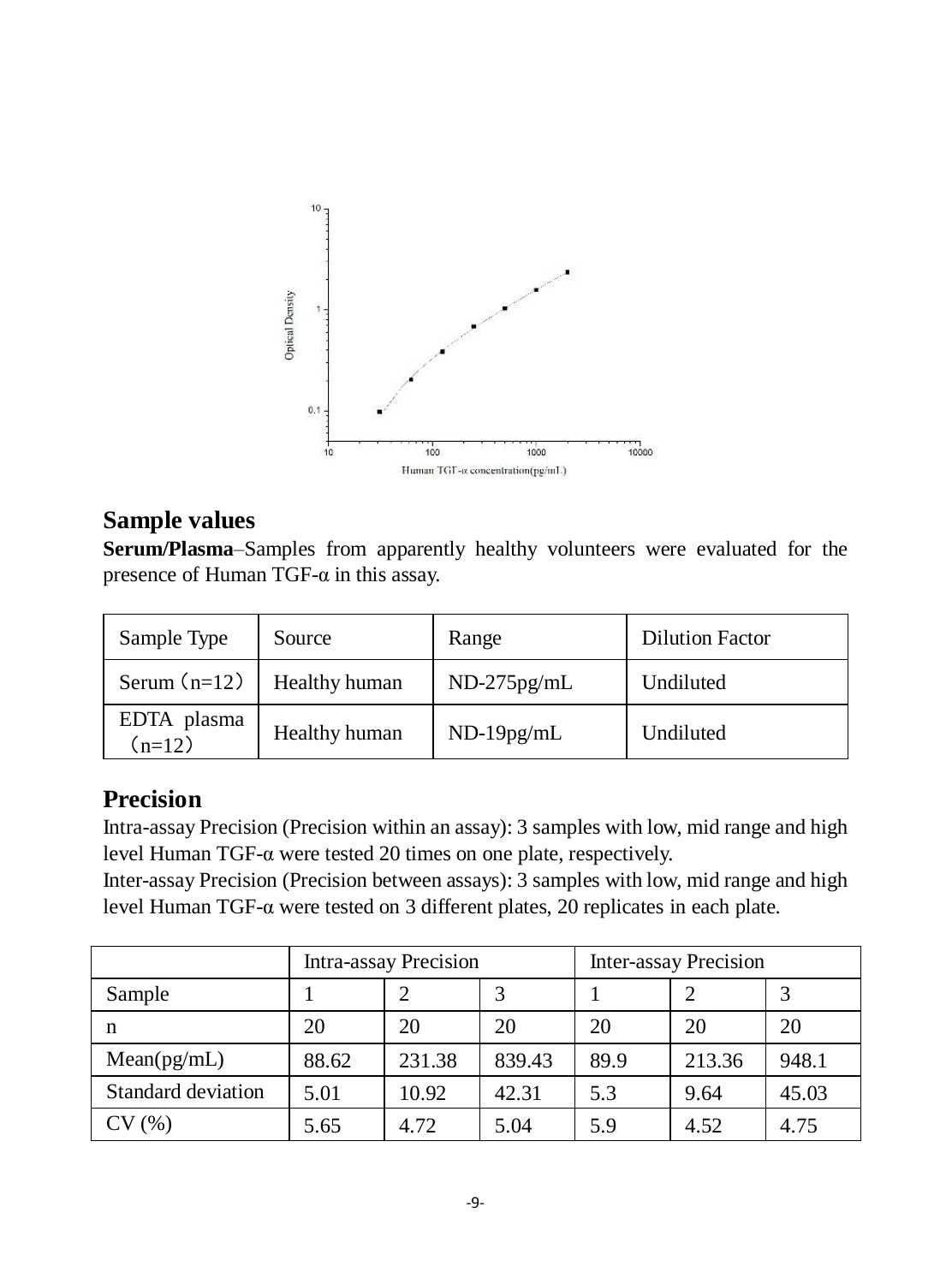## Sample values

**Serum/Plasma**–Samples from apparently healthy volunteers were evaluated for the presence of Human TGF-α in this assay.

| Sample Type | Source | Range | Dilution Factor |
|---|---|---|---|
| Serum（n=12） | Healthy human | ND-275pg/mL | Undiluted |
| EDTA plasma（n=12） | Healthy human | ND-19pg/mL | Undiluted |

## Precision

Intra-assay Precision (Precision within an assay): 3 samples with low, mid range and high level Human TGF-α were tested 20 times on one plate, respectively.

Inter-assay Precision (Precision between assays): 3 samples with low, mid range and high level Human TGF-α were tested on 3 different plates, 20 replicates in each plate.

| | Intra-assay Precision | | | Inter-assay Precision | | |
|---|---|---|---|---|---|---|
| Sample | 1 | 2 | 3 | 1 | 2 | 3 |
| n | 20 | 20 | 20 | 20 | 20 | 20 |
| Mean(pg/mL) | 88.62 | 231.38 | 839.43 | 89.9 | 213.36 | 948.1 |
| Standard deviation | 5.01 | 10.92 | 42.31 | 5.3 | 9.64 | 45.03 |
| CV (%) | 5.65 | 4.72 | 5.04 | 5.9 | 4.52 | 4.75 |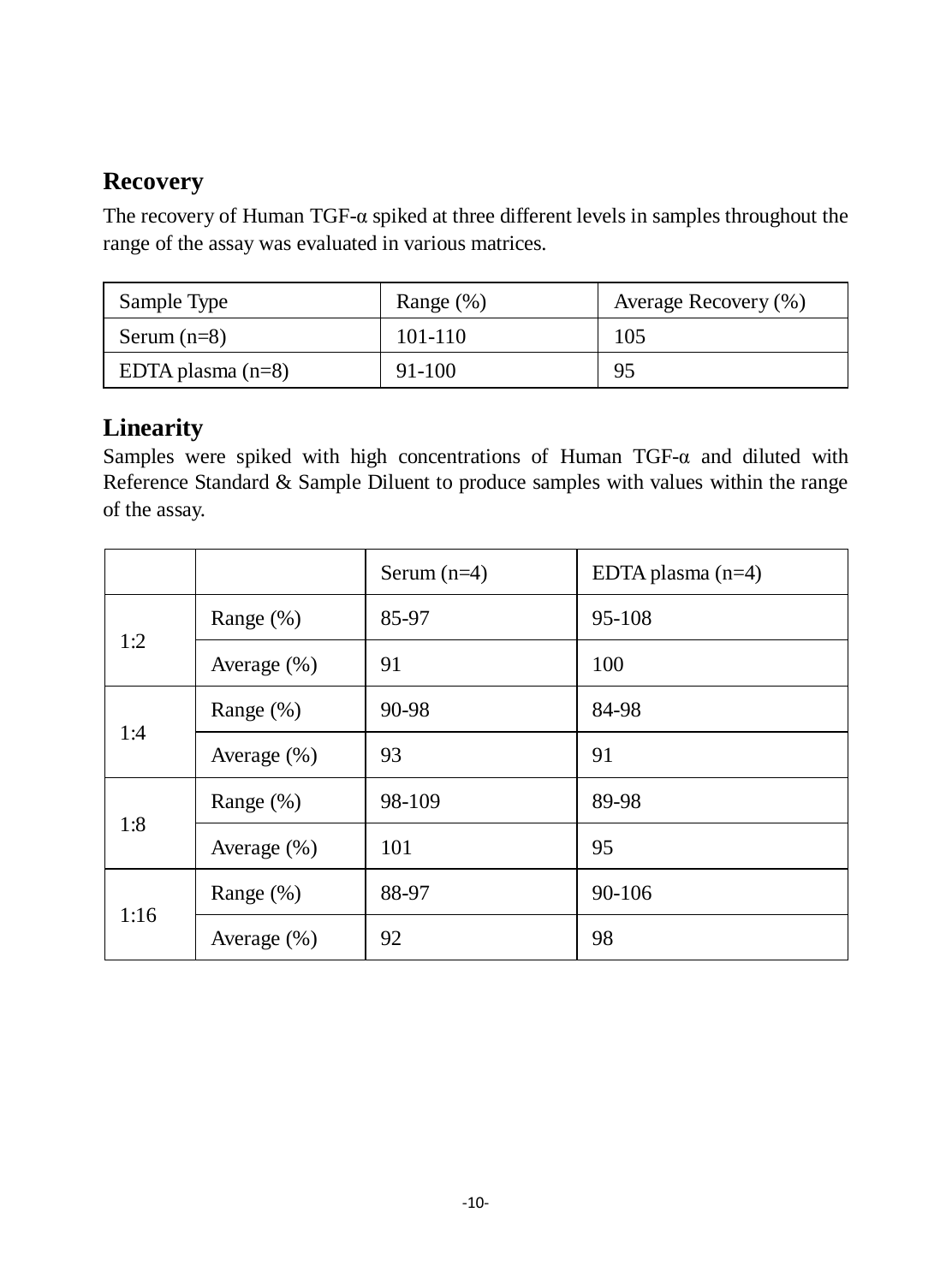## Recovery

The recovery of Human TGF-α spiked at three different levels in samples throughout the range of the assay was evaluated in various matrices.

| Sample Type | Range (%) | Average Recovery (%) |
| --- | --- | --- |
| Serum (n=8) | 101-110 | 105 |
| EDTA plasma (n=8) | 91-100 | 95 |

## Linearity

Samples were spiked with high concentrations of Human TGF-α and diluted with Reference Standard & Sample Diluent to produce samples with values within the range of the assay.

| | | Serum (n=4) | EDTA plasma (n=4) |
| --- | --- | --- | --- |
| 1:2 | Range (%) | 85-97 | 95-108 |
| | Average (%) | 91 | 100 |
| 1:4 | Range (%) | 90-98 | 84-98 |
| | Average (%) | 93 | 91 |
| 1:8 | Range (%) | 98-109 | 89-98 |
| | Average (%) | 101 | 95 |
| 1:16 | Range (%) | 88-97 | 90-106 |
| | Average (%) | 92 | 98 |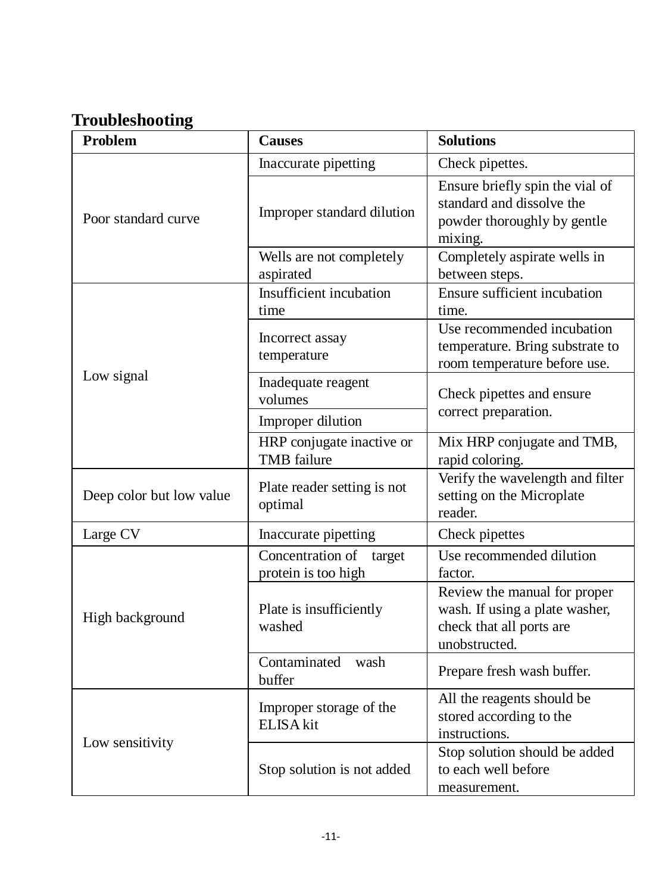## Troubleshooting

| Problem | Causes | Solutions |
|---|---|---|
| Poor standard curve | Inaccurate pipetting | Check pipettes. |
| | Improper standard dilution | Ensure briefly spin the vial of standard and dissolve the powder thoroughly by gentle mixing. |
| | Wells are not completely aspirated | Completely aspirate wells in between steps. |
| Low signal | Insufficient incubation time | Ensure sufficient incubation time. |
| | Incorrect assay temperature | Use recommended incubation temperature. Bring substrate to room temperature before use. |
| | Inadequate reagent volumes | Check pipettes and ensure correct preparation. |
| | Improper dilution | |
| | HRP conjugate inactive or TMB failure | Mix HRP conjugate and TMB, rapid coloring. |
| Deep color but low value | Plate reader setting is not optimal | Verify the wavelength and filter setting on the Microplate reader. |
| Large CV | Inaccurate pipetting | Check pipettes |
| High background | Concentration of target protein is too high | Use recommended dilution factor. |
| | Plate is insufficiently washed | Review the manual for proper wash. If using a plate washer, check that all ports are unobstructed. |
| | Contaminated wash buffer | Prepare fresh wash buffer. |
| Low sensitivity | Improper storage of the ELISA kit | All the reagents should be stored according to the instructions. |
| | Stop solution is not added | Stop solution should be added to each well before measurement. |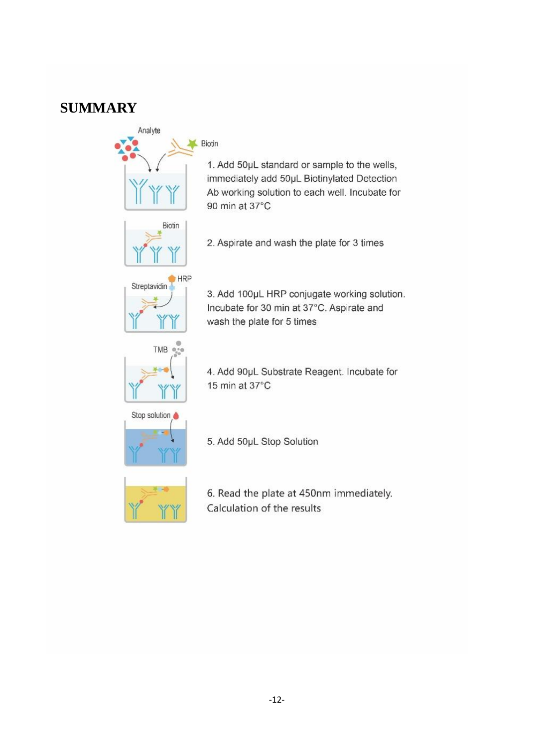# SUMMARY

1. Add 50μL standard or sample to the wells, immediately add 50μL Biotinylated Detection Ab working solution to each well. Incubate for 90 min at 37°C

2. Aspirate and wash the plate for 3 times

3. Add 100μL HRP conjugate working solution. Incubate for 30 min at 37°C. Aspirate and wash the plate for 5 times

4. Add 90μL Substrate Reagent. Incubate for 15 min at 37°C

5. Add 50μL Stop Solution

6. Read the plate at 450nm immediately. Calculation of the results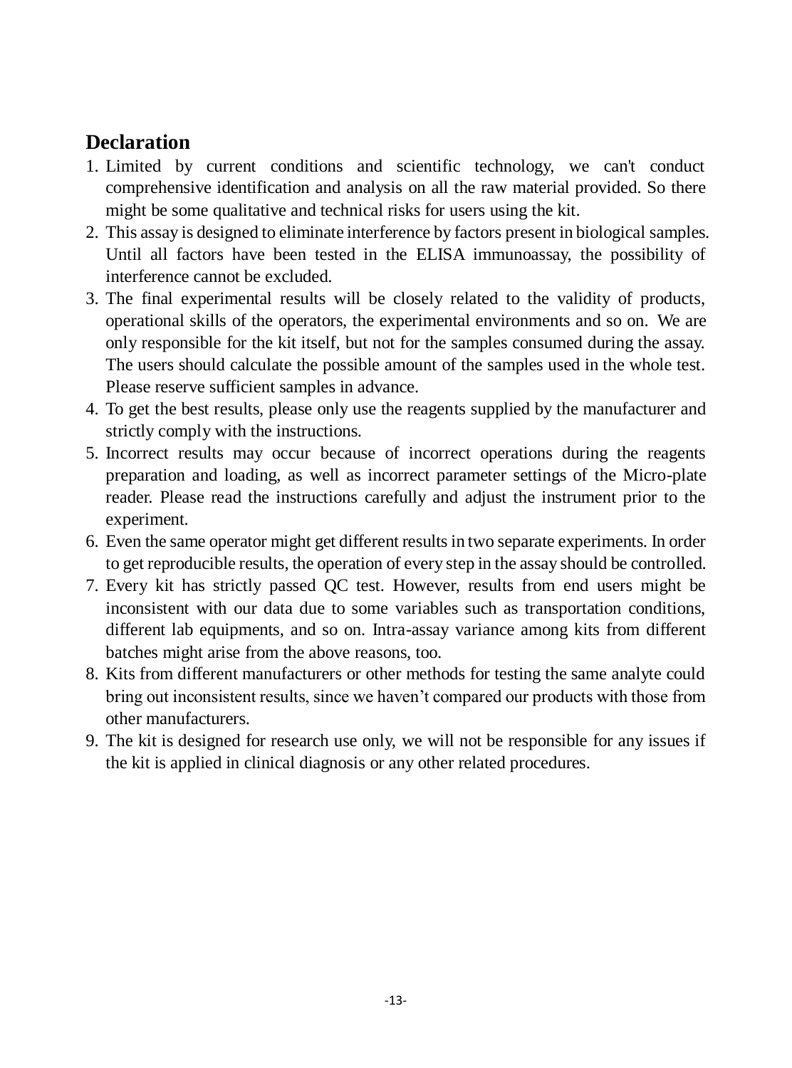## Declaration

1. Limited by current conditions and scientific technology, we can't conduct comprehensive identification and analysis on all the raw material provided. So there might be some qualitative and technical risks for users using the kit.
2. This assay is designed to eliminate interference by factors present in biological samples. Until all factors have been tested in the ELISA immunoassay, the possibility of interference cannot be excluded.
3. The final experimental results will be closely related to the validity of products, operational skills of the operators, the experimental environments and so on. We are only responsible for the kit itself, but not for the samples consumed during the assay. The users should calculate the possible amount of the samples used in the whole test. Please reserve sufficient samples in advance.
4. To get the best results, please only use the reagents supplied by the manufacturer and strictly comply with the instructions.
5. Incorrect results may occur because of incorrect operations during the reagents preparation and loading, as well as incorrect parameter settings of the Micro-plate reader. Please read the instructions carefully and adjust the instrument prior to the experiment.
6. Even the same operator might get different results in two separate experiments. In order to get reproducible results, the operation of every step in the assay should be controlled.
7. Every kit has strictly passed QC test. However, results from end users might be inconsistent with our data due to some variables such as transportation conditions, different lab equipments, and so on. Intra-assay variance among kits from different batches might arise from the above reasons, too.
8. Kits from different manufacturers or other methods for testing the same analyte could bring out inconsistent results, since we haven't compared our products with those from other manufacturers.
9. The kit is designed for research use only, we will not be responsible for any issues if the kit is applied in clinical diagnosis or any other related procedures.